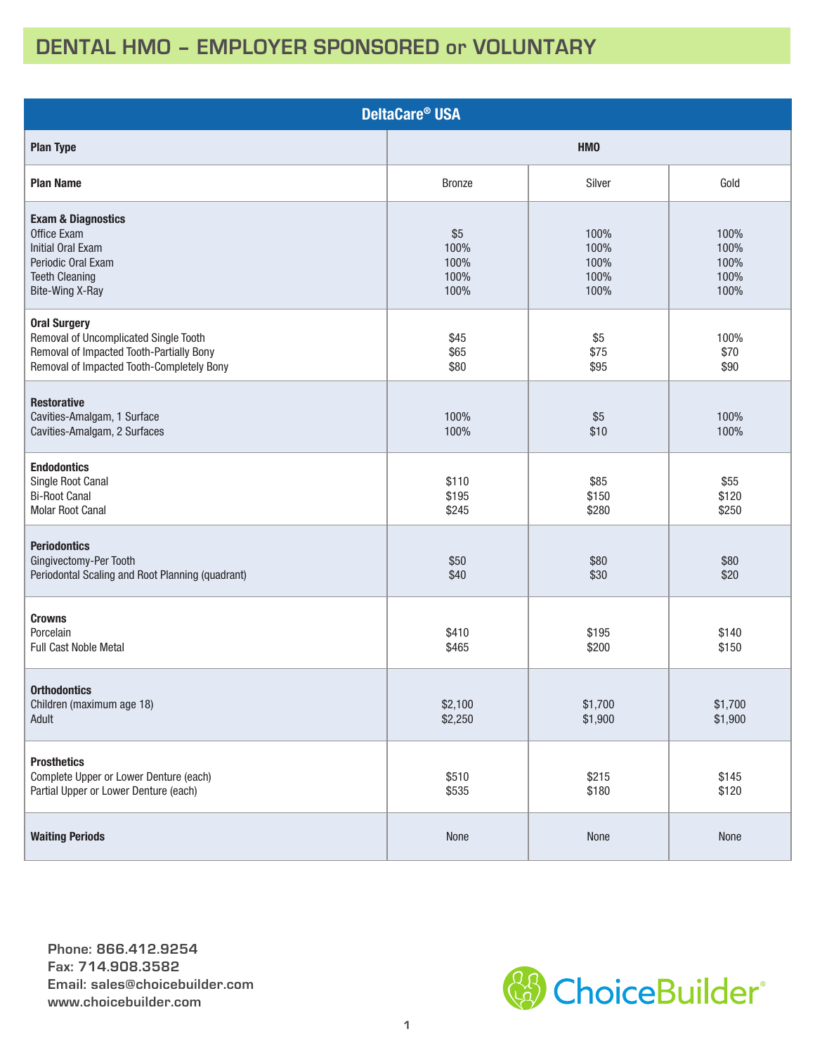# DENTAL HMO – EMPLOYER SPONSORED or VOLUNTARY

| DeltaCare® USA | | | |
|---|---|---|---|
| **Plan Type** | HMO | | |
| **Plan Name** | Bronze | Silver | Gold |
| **Exam & Diagnostics** | | | |
| Office Exam | $5 | 100% | 100% |
| Initial Oral Exam | 100% | 100% | 100% |
| Periodic Oral Exam | 100% | 100% | 100% |
| Teeth Cleaning | 100% | 100% | 100% |
| Bite-Wing X-Ray | 100% | 100% | 100% |
| **Oral Surgery** | | | |
| Removal of Uncomplicated Single Tooth | $45 | $5 | 100% |
| Removal of Impacted Tooth-Partially Bony | $65 | $75 | $70 |
| Removal of Impacted Tooth-Completely Bony | $80 | $95 | $90 |
| **Restorative** | | | |
| Cavities-Amalgam, 1 Surface | 100% | $5 | 100% |
| Cavities-Amalgam, 2 Surfaces | 100% | $10 | 100% |
| **Endodontics** | | | |
| Single Root Canal | $110 | $85 | $55 |
| Bi-Root Canal | $195 | $150 | $120 |
| Molar Root Canal | $245 | $280 | $250 |
| **Periodontics** | | | |
| Gingivectomy-Per Tooth | $50 | $80 | $80 |
| Periodontal Scaling and Root Planning (quadrant) | $40 | $30 | $20 |
| **Crowns** | | | |
| Porcelain | $410 | $195 | $140 |
| Full Cast Noble Metal | $465 | $200 | $150 |
| **Orthodontics** | | | |
| Children (maximum age 18) | $2,100 | $1,700 | $1,700 |
| Adult | $2,250 | $1,900 | $1,900 |
| **Prosthetics** | | | |
| Complete Upper or Lower Denture (each) | $510 | $215 | $145 |
| Partial Upper or Lower Denture (each) | $535 | $180 | $120 |
| **Waiting Periods** | None | None | None |

**Phone: 866.412.9254**
**Fax: 714.908.3582**
**Email: sales@choicebuilder.com**
**www.choicebuilder.com**

ChoiceBuilder®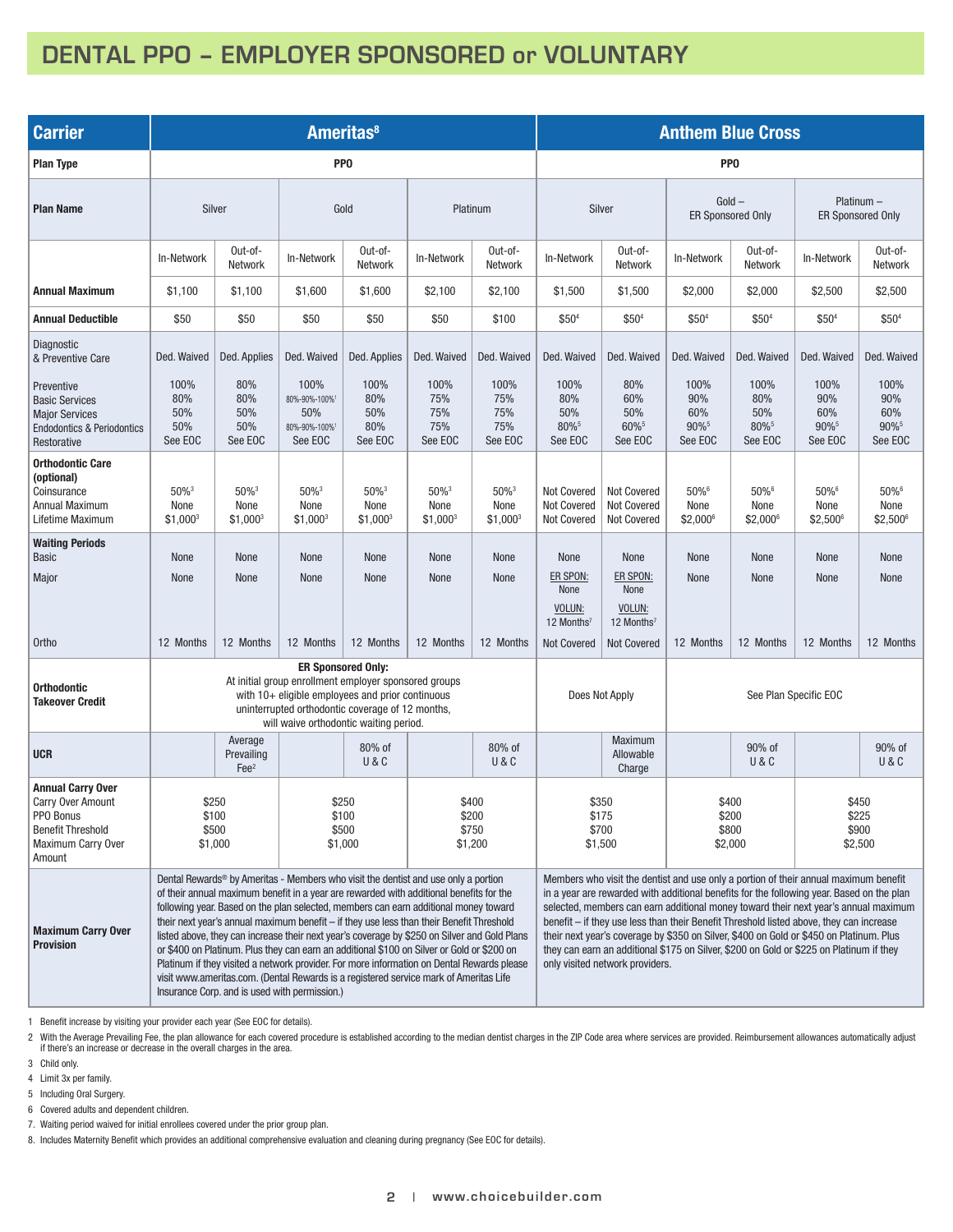# DENTAL PPO – EMPLOYER SPONSORED or VOLUNTARY

| Carrier | Ameritas[8] | | | | | | Anthem Blue Cross | | | | | |
|---|---|---|---|---|---|---|---|---|---|---|---|---|
| **Plan Type** | PPO | | | | | | PPO | | | | | |
| **Plan Name** | Silver | | Gold | | Platinum | | Silver | | Gold – ER Sponsored Only | | Platinum – ER Sponsored Only | |
| | In-Network | Out-of-Network | In-Network | Out-of-Network | In-Network | Out-of-Network | In-Network | Out-of-Network | In-Network | Out-of-Network | In-Network | Out-of-Network |
| **Annual Maximum** | $1,100 | $1,100 | $1,600 | $1,600 | $2,100 | $2,100 | $1,500 | $1,500 | $2,000 | $2,000 | $2,500 | $2,500 |
| **Annual Deductible** | $50 | $50 | $50 | $50 | $50 | $100 | $50[4] | $50[4] | $50[4] | $50[4] | $50[4] | $50[4] |
| Diagnostic & Preventive Care | Ded. Waived | Ded. Applies | Ded. Waived | Ded. Applies | Ded. Waived | Ded. Waived | Ded. Waived | Ded. Waived | Ded. Waived | Ded. Waived | Ded. Waived | Ded. Waived |
| Preventive | 100% | 80% | 100% | 100% | 100% | 100% | 100% | 80% | 100% | 100% | 100% | 100% |
| Basic Services | 80% | 80% | 80%-90%-100%[1] | 80% | 75% | 75% | 80% | 60% | 90% | 80% | 90% | 90% |
| Major Services | 50% | 50% | 50% | 50% | 75% | 75% | 50% | 50% | 60% | 50% | 60% | 60% |
| Endodontics & Periodontics | 50% | 50% | 80%-90%-100%[1] | 80% | 75% | 75% | 80%[5] | 60%[5] | 90%[5] | 80%[5] | 90%[5] | 90%[5] |
| Restorative | See EOC | See EOC | See EOC | See EOC | See EOC | See EOC | See EOC | See EOC | See EOC | See EOC | See EOC | See EOC |
| **Orthodontic Care (optional)** | | | | | | | | | | | | |
| Coinsurance | 50%[3] | 50%[3] | 50%[3] | 50%[3] | 50%[3] | 50%[3] | Not Covered | Not Covered | 50%[6] | 50%[6] | 50%[6] | 50%[6] |
| Annual Maximum | None | None | None | None | None | None | Not Covered | Not Covered | None | None | None | None |
| Lifetime Maximum | $1,000[3] | $1,000[3] | $1,000[3] | $1,000[3] | $1,000[3] | $1,000[3] | Not Covered | Not Covered | $2,000[6] | $2,000[6] | $2,500[6] | $2,500[6] |
| **Waiting Periods** | | | | | | | | | | | | |
| Basic | None | None | None | None | None | None | None | None | None | None | None | None |
| Major | None | None | None | None | None | None | ER SPON: None; VOLUN: 12 Months[7] | ER SPON: None; VOLUN: 12 Months[7] | None | None | None | None |
| Ortho | 12 Months | 12 Months | 12 Months | 12 Months | 12 Months | 12 Months | Not Covered | Not Covered | 12 Months | 12 Months | 12 Months | 12 Months |
| **Orthodontic Takeover Credit** | **ER Sponsored Only:** At initial group enrollment employer sponsored groups with 10+ eligible employees and prior continuous uninterrupted orthodontic coverage of 12 months, will waive orthodontic waiting period. | | | | | | Does Not Apply | | See Plan Specific EOC | | | |
| **UCR** | | Average Prevailing Fee[2] | | 80% of U & C | | 80% of U & C | | Maximum Allowable Charge | | 90% of U & C | | 90% of U & C |
| **Annual Carry Over** | | | | | | | | | | | | |
| Carry Over Amount | $250 | | $250 | | $400 | | $350 | | $400 | | $450 | |
| PPO Bonus | $100 | | $100 | | $200 | | $175 | | $200 | | $225 | |
| Benefit Threshold | $500 | | $500 | | $750 | | $700 | | $800 | | $900 | |
| Maximum Carry Over Amount | $1,000 | | $1,000 | | $1,200 | | $1,500 | | $2,000 | | $2,500 | |
| **Maximum Carry Over Provision** | Dental Rewards® by Ameritas - Members who visit the dentist and use only a portion of their annual maximum benefit in a year are rewarded with additional benefits for the following year. Based on the plan selected, members can earn additional money toward their next year's annual maximum benefit – if they use less than their Benefit Threshold listed above, they can increase their next year's coverage by $250 on Silver and Gold Plans or $400 on Platinum. Plus they can earn an additional $100 on Silver or Gold or $200 on Platinum if they visited a network provider. For more information on Dental Rewards please visit www.ameritas.com. (Dental Rewards is a registered service mark of Ameritas Life Insurance Corp. and is used with permission.) | | | | | | Members who visit the dentist and use only a portion of their annual maximum benefit in a year are rewarded with additional benefits for the following year. Based on the plan selected, members can earn additional money toward their next year's annual maximum benefit – if they use less than their Benefit Threshold listed above, they can increase their next year's coverage by $350 on Silver, $400 on Gold or $450 on Platinum. Plus they can earn an additional $175 on Silver, $200 on Gold or $225 on Platinum if they only visited network providers. | | | | | |

1 Benefit increase by visiting your provider each year (See EOC for details).

2 With the Average Prevailing Fee, the plan allowance for each covered procedure is established according to the median dentist charges in the ZIP Code area where services are provided. Reimbursement allowances automatically adjust if there's an increase or decrease in the overall charges in the area.

3 Child only.

4 Limit 3x per family.

5 Including Oral Surgery.

6 Covered adults and dependent children.

7. Waiting period waived for initial enrollees covered under the prior group plan.

8. Includes Maternity Benefit which provides an additional comprehensive evaluation and cleaning during pregnancy (See EOC for details).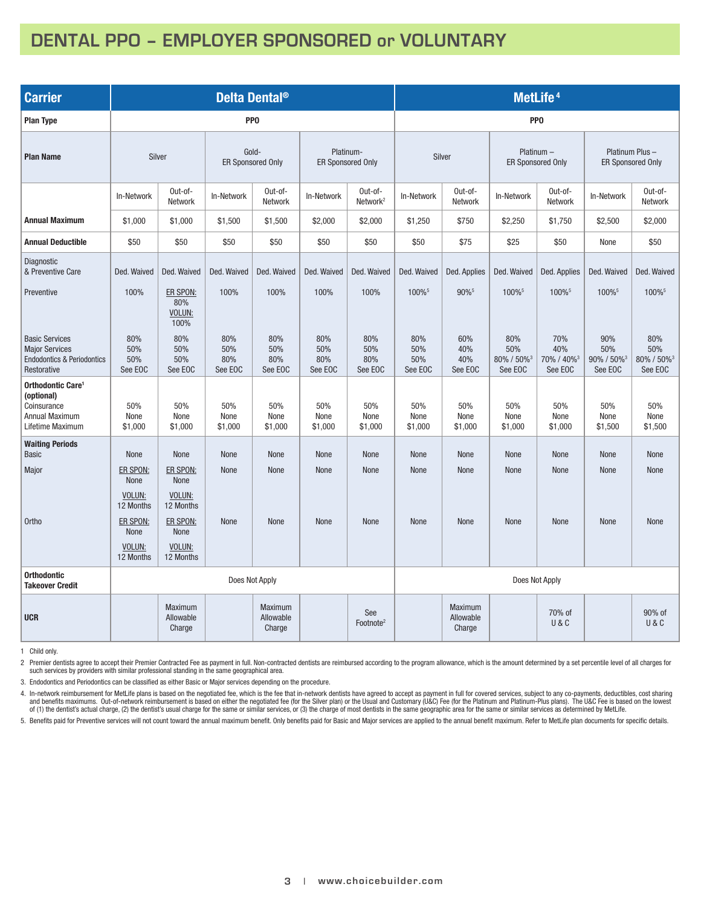# DENTAL PPO – EMPLOYER SPONSORED or VOLUNTARY

| Carrier | Delta Dental® | | | | | | MetLife[4] | | | | | |
|---|---|---|---|---|---|---|---|---|---|---|---|---|
| **Plan Type** | PPO | | | | | | PPO | | | | | |
| **Plan Name** | Silver | | Gold- ER Sponsored Only | | Platinum- ER Sponsored Only | | Silver | | Platinum – ER Sponsored Only | | Platinum Plus – ER Sponsored Only | |
| | In-Network | Out-of-Network | In-Network | Out-of-Network | In-Network | Out-of-Network[2] | In-Network | Out-of-Network | In-Network | Out-of-Network | In-Network | Out-of-Network |
| **Annual Maximum** | $1,000 | $1,000 | $1,500 | $1,500 | $2,000 | $2,000 | $1,250 | $750 | $2,250 | $1,750 | $2,500 | $2,000 |
| **Annual Deductible** | $50 | $50 | $50 | $50 | $50 | $50 | $50 | $75 | $25 | $50 | None | $50 |
| Diagnostic & Preventive Care | Ded. Waived | Ded. Waived | Ded. Waived | Ded. Waived | Ded. Waived | Ded. Waived | Ded. Waived | Ded. Applies | Ded. Waived | Ded. Applies | Ded. Waived | Ded. Waived |
| Preventive | 100% | ER SPON: 80% VOLUN: 100% | 100% | 100% | 100% | 100% | 100%[5] | 90%[5] | 100%[5] | 100%[5] | 100%[5] | 100%[5] |
| Basic Services | 80% | 80% | 80% | 80% | 80% | 80% | 80% | 60% | 80% | 70% | 90% | 80% |
| Major Services | 50% | 50% | 50% | 50% | 50% | 50% | 50% | 40% | 50% | 40% | 50% | 50% |
| Endodontics & Periodontics | 50% | 50% | 80% | 80% | 80% | 80% | 50% | 40% | 80% / 50%[3] | 70% / 40%[3] | 90% / 50%[3] | 80% / 50%[3] |
| Restorative | See EOC | See EOC | See EOC | See EOC | See EOC | See EOC | See EOC | See EOC | See EOC | See EOC | See EOC | See EOC |
| **Orthodontic Care[1] (optional)** | | | | | | | | | | | | |
| Coinsurance | 50% | 50% | 50% | 50% | 50% | 50% | 50% | 50% | 50% | 50% | 50% | 50% |
| Annual Maximum | None | None | None | None | None | None | None | None | None | None | None | None |
| Lifetime Maximum | $1,000 | $1,000 | $1,000 | $1,000 | $1,000 | $1,000 | $1,000 | $1,000 | $1,000 | $1,000 | $1,500 | $1,500 |
| **Waiting Periods** | | | | | | | | | | | | |
| Basic | None | None | None | None | None | None | None | None | None | None | None | None |
| Major | ER SPON: None VOLUN: 12 Months | ER SPON: None VOLUN: 12 Months | None | None | None | None | None | None | None | None | None | None |
| Ortho | ER SPON: None VOLUN: 12 Months | ER SPON: None VOLUN: 12 Months | None | None | None | None | None | None | None | None | None | None |
| **Orthodontic Takeover Credit** | Does Not Apply | | | | | | Does Not Apply | | | | | |
| **UCR** | | Maximum Allowable Charge | | Maximum Allowable Charge | | See Footnote[2] | | Maximum Allowable Charge | | 70% of U & C | | 90% of U & C |

1 Child only.

2 Premier dentists agree to accept their Premier Contracted Fee as payment in full. Non-contracted dentists are reimbursed according to the program allowance, which is the amount determined by a set percentile level of all charges for such services by providers with similar professional standing in the same geographical area.

3. Endodontics and Periodontics can be classified as either Basic or Major services depending on the procedure.

4. In-network reimbursement for MetLife plans is based on the negotiated fee, which is the fee that in-network dentists have agreed to accept as payment in full for covered services, subject to any co-payments, deductibles, cost sharing and benefits maximums. Out-of-network reimbursement is based on either the negotiated fee (for the Silver plan) or the Usual and Customary (U&C) Fee (for the Platinum and Platinum-Plus plans). The U&C Fee is based on the lowest of (1) the dentist's actual charge, (2) the dentist's usual charge for the same or similar services, or (3) the charge of most dentists in the same geographic area for the same or similar services as determined by MetLife.

5. Benefits paid for Preventive services will not count toward the annual maximum benefit. Only benefits paid for Basic and Major services are applied to the annual benefit maximum. Refer to MetLife plan documents for specific details.